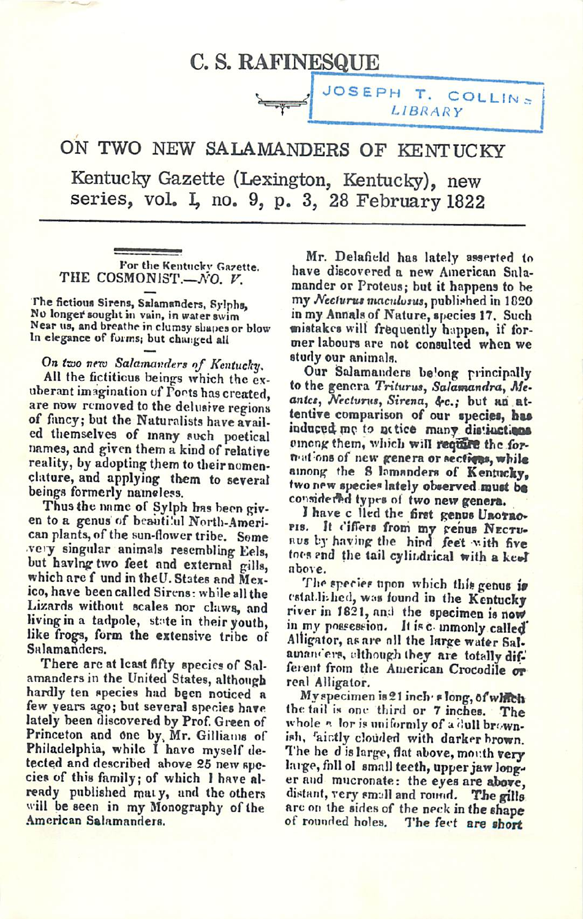# C. S. RAFINESQUE

JOSEPH T. COLLINS LIBRARY

## ON TWO NEW SALAMANDERS OF KENTUCKY

Kentucky Gazette (Lexington, Kentucky), new series, vol. I, no. 9, p. 3, 28 February 1822

For the Kentucky Gazette.

THE COSMONIST.—*NO. V.*

The fictious Sirens, Salamanders, Sylphs,
No longer sought in vain, in water swim
Near us, and breathe in clumsy shapes or blow
In elegance of forms; but changed all

*On two new Salamanders of Kentucky.*

All the fictitious beings which the exuberant imagination of Poets has created, are now removed to the delusive regions of fancy; but the Naturalists have availed themselves of many such poetical names, and given them a kind of relative reality, by adopting them to their nomenclature, and applying them to several beings formerly nameless.

Thus the name of Sylph has been given to a genus of beautiful North-American plants, of the sun-flower tribe. Some very singular animals resembling Eels, but having two feet and external gills, which are found in the U. States and Mexico, have been called Sirens: while all the Lizards without scales nor claws, and living in a tadpole, state in their youth, like frogs, form the extensive tribe of Salamanders.

There are at least fifty species of Salamanders in the United States, although hardly ten species had been noticed a few years ago; but several species have lately been discovered by Prof. Green of Princeton and one by, Mr. Gilliams of Philadelphia, while I have myself detected and described above 25 new species of this family; of which I have already published many, and the others will be seen in my Monography of the American Salamanders.

Mr. Delafield has lately asserted to have discovered a new American Salamander or Proteus; but it happens to be my *Necturus maculosus*, published in 1820 in my Annals of Nature, species 17. Such mistakes will frequently happen, if former labours are not consulted when we study our animals.

Our Salamanders belong principally to the genera *Triturus, Salamandra, Meantes, Necturus, Sirena, &c.;* but an attentive comparison of our species, has induced me to notice many distinctions among them, which will require the formations of new genera or sections, while among the Salamanders of Kentucky, two new species lately observed must be considered types of two new genera.

I have called the first genus UROTROPIS. It differs from my genus NECTURUS by having the hind feet with five toes and the tail cylindrical with a keel above.

The species upon which this genus is established, was found in the Kentucky river in 1821, and the specimen is now in my possession. It is commonly called Alligator, as are all the large water Salamanders, although they are totally different from the American Crocodile or real Alligator.

My specimen is 21 inches long, of which the tail is one third or 7 inches. The whole color is uniformly of a dull brownish, faintly clouded with darker brown. The head is large, flat above, mouth very large, full of small teeth, upper jaw longer and mucronate: the eyes are above, distant, very small and round. The gills are on the sides of the neck in the shape of rounded holes. The feet are short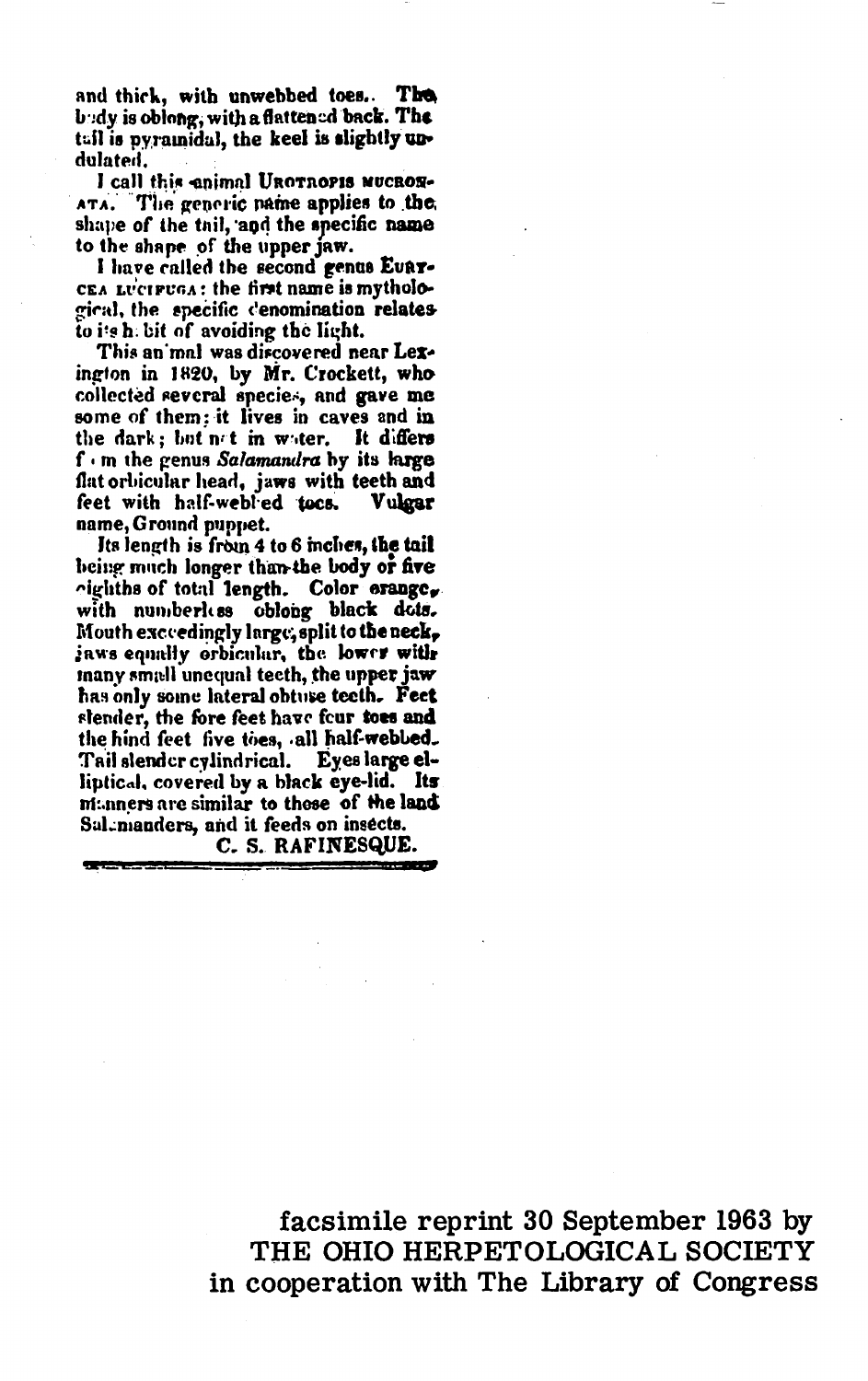and thick, with unwebbed toes. The body is oblong, with a flattened back. The tail is pyramidal, the keel is slightly undulated.

I call this animal UROTROPIS MUCRONATA. The generic name applies to the shape of the tail, and the specific name to the shape of the upper jaw.

I have called the second genus EURYCEA LUCIFUGA: the first name is mythological, the specific denomination relates to its habit of avoiding the light.

This animal was discovered near Lexington in 1820, by Mr. Crockett, who collected several species, and gave me some of them; it lives in caves and in the dark; but not in water. It differs from the genus *Salamandra* by its large flat orbicular head, jaws with teeth and feet with half-webbed toes. Vulgar name, Ground puppet.

Its length is from 4 to 6 inches, the tail being much longer than the body or five eighths of total length. Color orange, with numberless oblong black dots. Mouth exceedingly large, split to the neck, jaws equally orbicular, the lower with many small unequal teeth, the upper jaw has only some lateral obtuse teeth. Feet slender, the fore feet have four toes and the hind feet five toes, all half-webbed. Tail slender cylindrical. Eyes large elliptical, covered by a black eye-lid. Its manners are similar to those of the land Salamanders, and it feeds on insects.

C. S. RAFINESQUE.

facsimile reprint 30 September 1963 by
THE OHIO HERPETOLOGICAL SOCIETY
in cooperation with The Library of Congress